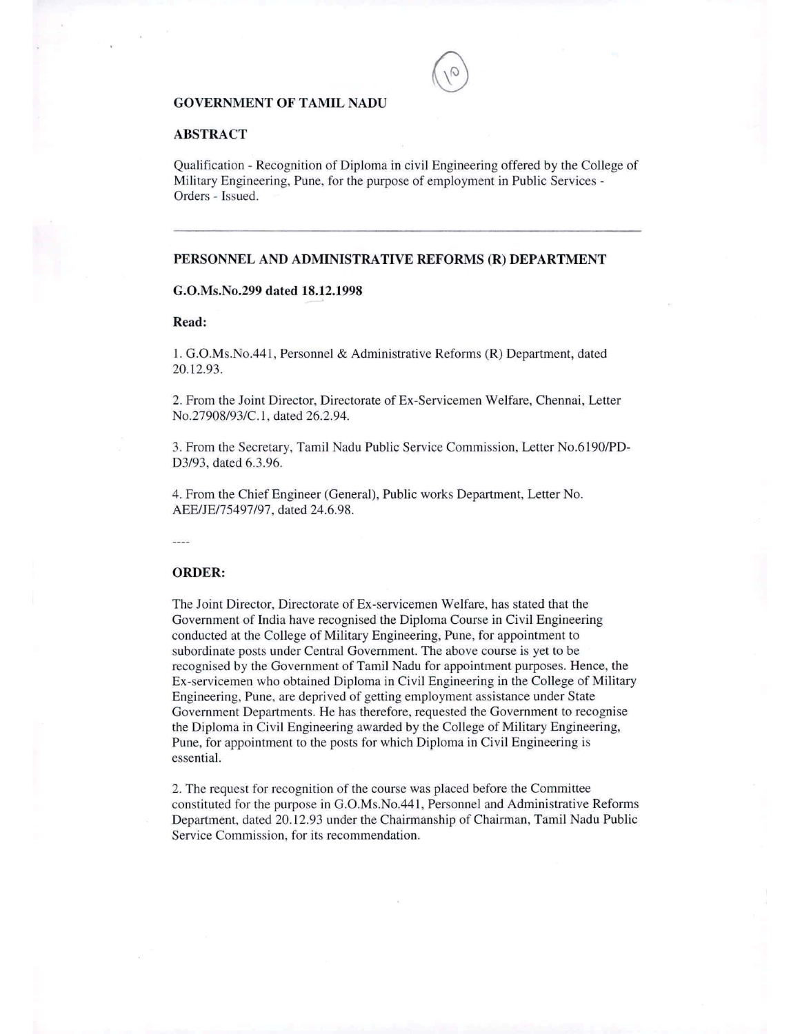**GOVERNMENT OF TAMIL NADU**

**ABSTRACT**

Qualification - Recognition of Diploma in civil Engineering offered by the College of Military Engineering, Pune, for the purpose of employment in Public Services - Orders - Issued.

---

**PERSONNEL AND ADMINISTRATIVE REFORMS (R) DEPARTMENT**

**G.O.Ms.No.299 dated 18.12.1998**

**Read:**

1. G.O.Ms.No.441, Personnel & Administrative Reforms (R) Department, dated 20.12.93.

2. From the Joint Director, Directorate of Ex-Servicemen Welfare, Chennai, Letter No.27908/93/C.1, dated 26.2.94.

3. From the Secretary, Tamil Nadu Public Service Commission, Letter No.6190/PD-D3/93, dated 6.3.96.

4. From the Chief Engineer (General), Public works Department, Letter No. AEE/JE/75497/97, dated 24.6.98.

----

**ORDER:**

The Joint Director, Directorate of Ex-servicemen Welfare, has stated that the Government of India have recognised the Diploma Course in Civil Engineering conducted at the College of Military Engineering, Pune, for appointment to subordinate posts under Central Government. The above course is yet to be recognised by the Government of Tamil Nadu for appointment purposes. Hence, the Ex-servicemen who obtained Diploma in Civil Engineering in the College of Military Engineering, Pune, are deprived of getting employment assistance under State Government Departments. He has therefore, requested the Government to recognise the Diploma in Civil Engineering awarded by the College of Military Engineering, Pune, for appointment to the posts for which Diploma in Civil Engineering is essential.

2. The request for recognition of the course was placed before the Committee constituted for the purpose in G.O.Ms.No.441, Personnel and Administrative Reforms Department, dated 20.12.93 under the Chairmanship of Chairman, Tamil Nadu Public Service Commission, for its recommendation.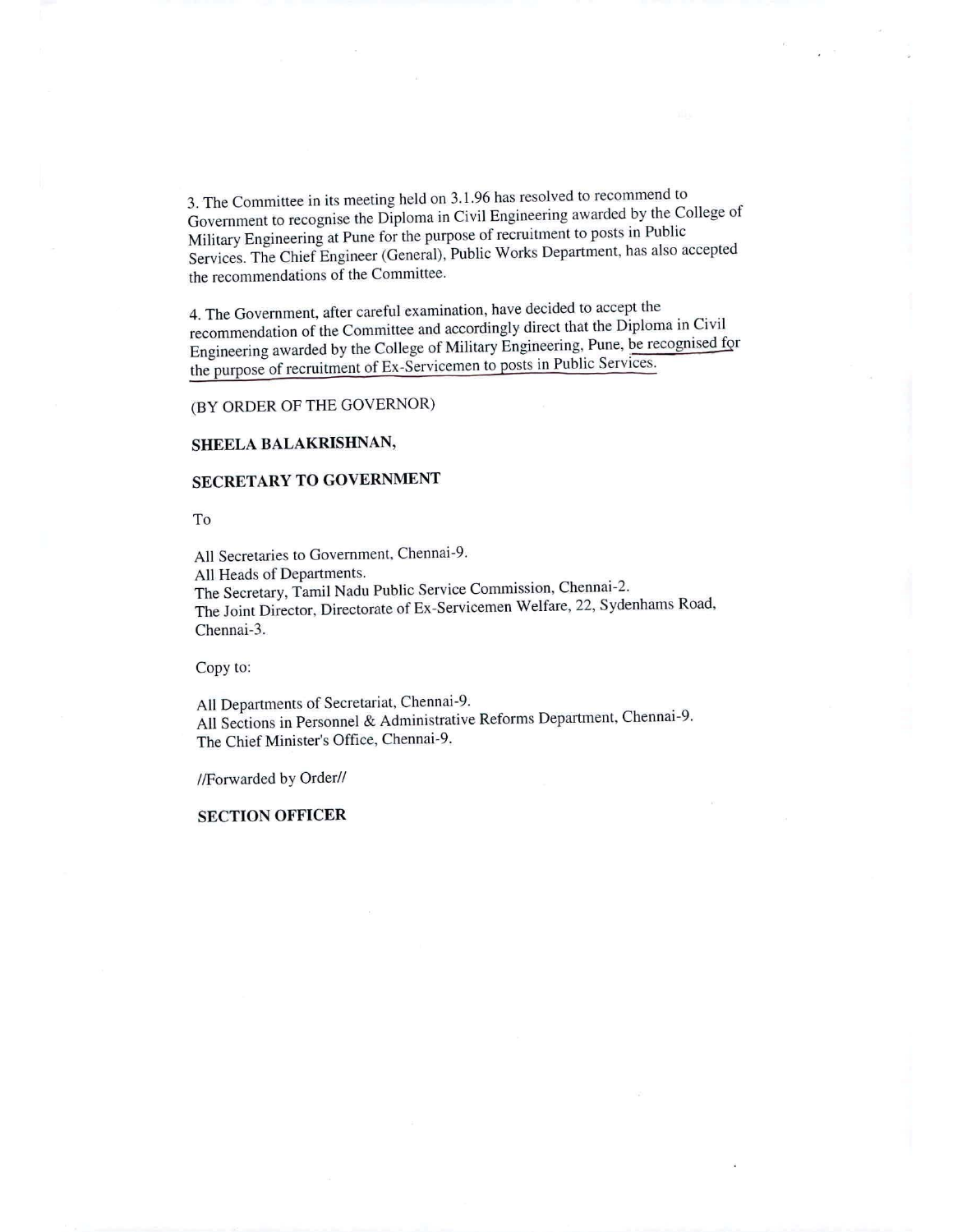3. The Committee in its meeting held on 3.1.96 has resolved to recommend to Government to recognise the Diploma in Civil Engineering awarded by the College of Military Engineering at Pune for the purpose of recruitment to posts in Public Services. The Chief Engineer (General), Public Works Department, has also accepted the recommendations of the Committee.

4. The Government, after careful examination, have decided to accept the recommendation of the Committee and accordingly direct that the Diploma in Civil Engineering awarded by the College of Military Engineering, Pune, be recognised for the purpose of recruitment of Ex-Servicemen to posts in Public Services.

(BY ORDER OF THE GOVERNOR)

**SHEELA BALAKRISHNAN,**

**SECRETARY TO GOVERNMENT**

To

All Secretaries to Government, Chennai-9.
All Heads of Departments.
The Secretary, Tamil Nadu Public Service Commission, Chennai-2.
The Joint Director, Directorate of Ex-Servicemen Welfare, 22, Sydenhams Road, Chennai-3.

Copy to:

All Departments of Secretariat, Chennai-9.
All Sections in Personnel & Administrative Reforms Department, Chennai-9.
The Chief Minister's Office, Chennai-9.

//Forwarded by Order//

**SECTION OFFICER**